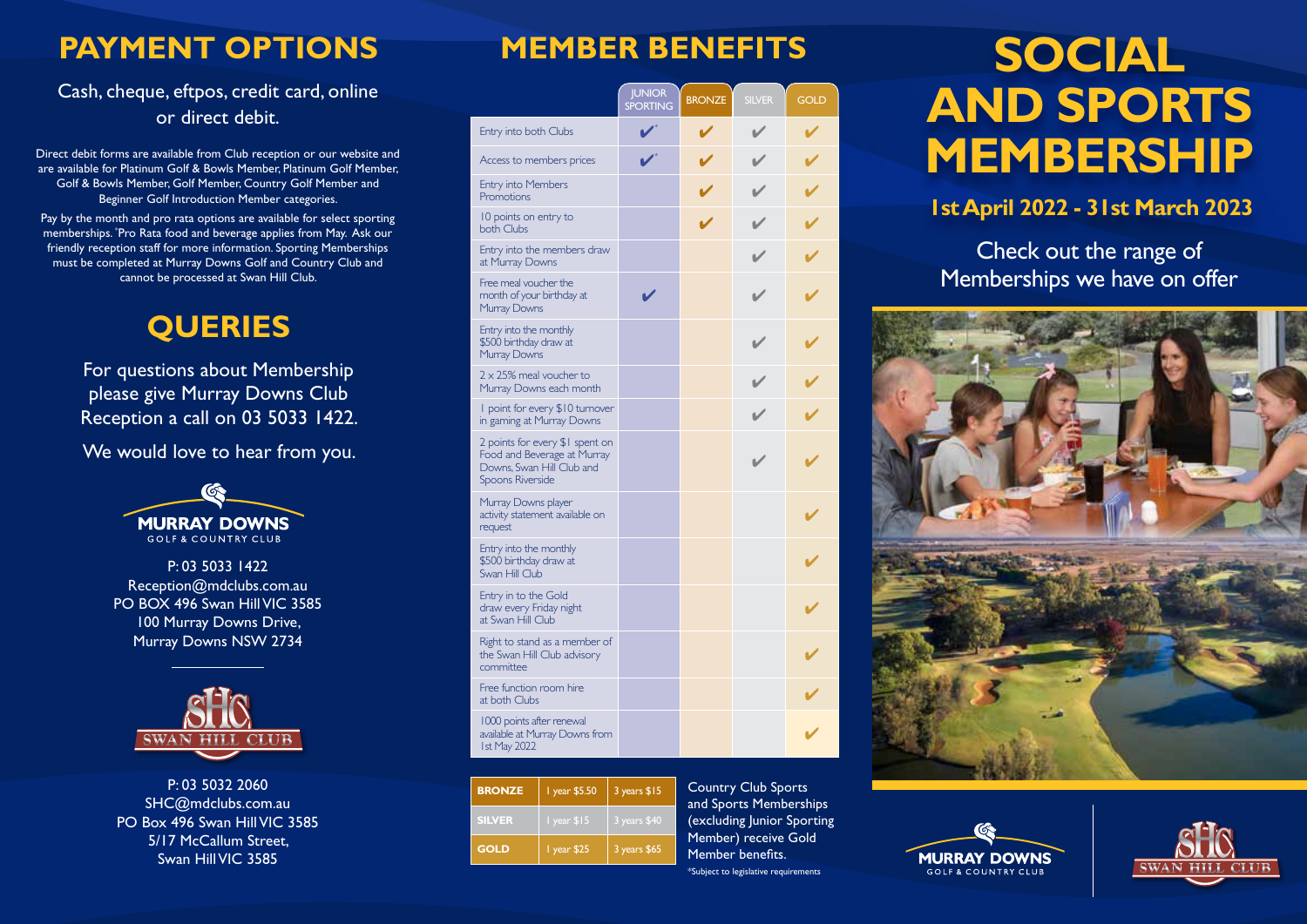## PAYMENT OPTIONS

Cash, cheque, eftpos, credit card, online or direct debit.

Direct debit forms are available from Club reception or our website and are available for Platinum Golf & Bowls Member, Platinum Golf Member, Golf & Bowls Member, Golf Member, Country Golf Member and Beginner Golf Introduction Member categories.

Pay by the month and pro rata options are available for select sporting memberships. *Pro Rata food and beverage applies from May. Ask our friendly reception staff for more information. Sporting Memberships must be completed at Murray Downs Golf and Country Club and cannot be processed at Swan Hill Club.

## QUERIES

For questions about Membership please give Murray Downs Club Reception a call on 03 5033 1422.

We would love to hear from you.

MURRAY DOWNS
GOLF & COUNTRY CLUB

P: 03 5033 1422
Reception@mdclubs.com.au
PO BOX 496 Swan Hill VIC 3585
100 Murray Downs Drive,
Murray Downs NSW 2734

SWAN HILL CLUB

P: 03 5032 2060
SHC@mdclubs.com.au
PO Box 496 Swan Hill VIC 3585
5/17 McCallum Street,
Swan Hill VIC 3585

## MEMBER BENEFITS

| | JUNIOR SPORTING | BRONZE | SILVER | GOLD |
|---|---|---|---|---|
| Entry into both Clubs | ✔* | ✔ | ✔ | ✔ |
| Access to members prices | ✔* | ✔ | ✔ | ✔ |
| Entry into Members Promotions | | ✔ | ✔ | ✔ |
| 10 points on entry to both Clubs | | ✔ | ✔ | ✔ |
| Entry into the members draw at Murray Downs | | | ✔ | ✔ |
| Free meal voucher the month of your birthday at Murray Downs | ✔ | | ✔ | ✔ |
| Entry into the monthly $500 birthday draw at Murray Downs | | | ✔ | ✔ |
| 2 x 25% meal voucher to Murray Downs each month | | | ✔ | ✔ |
| 1 point for every $10 turnover in gaming at Murray Downs | | | ✔ | ✔ |
| 2 points for every $1 spent on Food and Beverage at Murray Downs, Swan Hill Club and Spoons Riverside | | | ✔ | ✔ |
| Murray Downs player activity statement available on request | | | | ✔ |
| Entry into the monthly $500 birthday draw at Swan Hill Club | | | | ✔ |
| Entry in to the Gold draw every Friday night at Swan Hill Club | | | | ✔ |
| Right to stand as a member of the Swan Hill Club advisory committee | | | | ✔ |
| Free function room hire at both Clubs | | | | ✔ |
| 1000 points after renewal available at Murray Downs from 1st May 2022 | | | | ✔ |

| | | |
|---|---|---|
| **BRONZE** | 1 year $5.50 | 3 years $15 |
| **SILVER** | 1 year $15 | 3 years $40 |
| **GOLD** | 1 year $25 | 3 years $65 |

Country Club Sports and Sports Memberships (excluding Junior Sporting Member) receive Gold Member benefits.

*Subject to legislative requirements

# SOCIAL AND SPORTS MEMBERSHIP

### 1st April 2022 - 31st March 2023

Check out the range of Memberships we have on offer

MURRAY DOWNS
GOLF & COUNTRY CLUB

SWAN HILL CLUB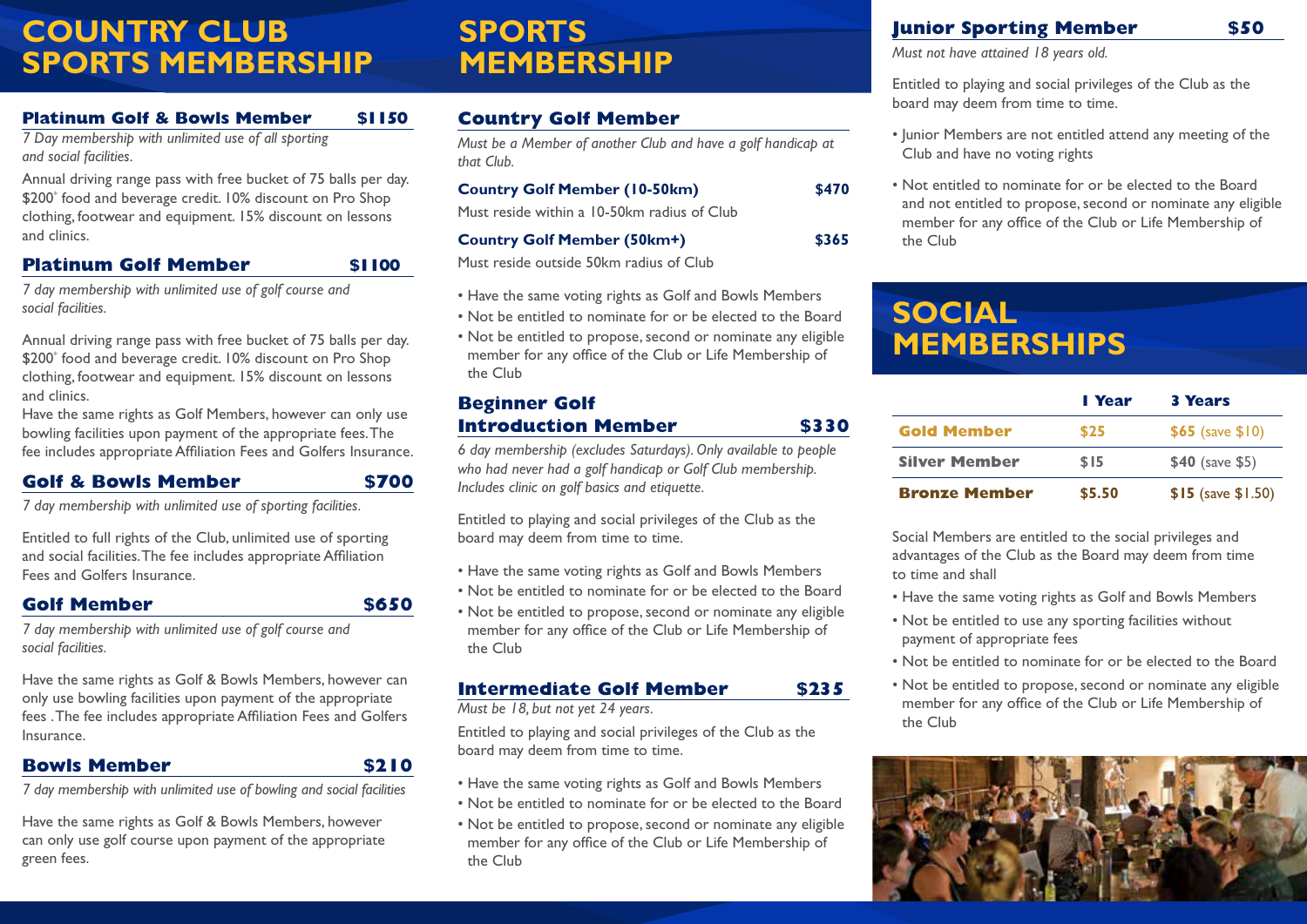# COUNTRY CLUB SPORTS MEMBERSHIP

## Platinum Golf & Bowls Member — $1150

*7 Day membership with unlimited use of all sporting and social facilities.*

Annual driving range pass with free bucket of 75 balls per day. $200* food and beverage credit. 10% discount on Pro Shop clothing, footwear and equipment. 15% discount on lessons and clinics.

## Platinum Golf Member — $1100

*7 day membership with unlimited use of golf course and social facilities.*

Annual driving range pass with free bucket of 75 balls per day. $200* food and beverage credit. 10% discount on Pro Shop clothing, footwear and equipment. 15% discount on lessons and clinics.
Have the same rights as Golf Members, however can only use bowling facilities upon payment of the appropriate fees. The fee includes appropriate Affiliation Fees and Golfers Insurance.

## Golf & Bowls Member — $700

*7 day membership with unlimited use of sporting facilities.*

Entitled to full rights of the Club, unlimited use of sporting and social facilities. The fee includes appropriate Affiliation Fees and Golfers Insurance.

## Golf Member — $650

*7 day membership with unlimited use of golf course and social facilities.*

Have the same rights as Golf & Bowls Members, however can only use bowling facilities upon payment of the appropriate fees . The fee includes appropriate Affiliation Fees and Golfers Insurance.

## Bowls Member — $210

*7 day membership with unlimited use of bowling and social facilities*

Have the same rights as Golf & Bowls Members, however can only use golf course upon payment of the appropriate green fees.

# SPORTS MEMBERSHIP

## Country Golf Member

*Must be a Member of another Club and have a golf handicap at that Club.*

**Country Golf Member (10-50km) — $470**

Must reside within a 10-50km radius of Club

**Country Golf Member (50km+) — $365**

Must reside outside 50km radius of Club

- Have the same voting rights as Golf and Bowls Members
- Not be entitled to nominate for or be elected to the Board
- Not be entitled to propose, second or nominate any eligible member for any office of the Club or Life Membership of the Club

## Beginner Golf Introduction Member — $330

*6 day membership (excludes Saturdays). Only available to people who had never had a golf handicap or Golf Club membership. Includes clinic on golf basics and etiquette.*

Entitled to playing and social privileges of the Club as the board may deem from time to time.

- Have the same voting rights as Golf and Bowls Members
- Not be entitled to nominate for or be elected to the Board
- Not be entitled to propose, second or nominate any eligible member for any office of the Club or Life Membership of the Club

## Intermediate Golf Member — $235

*Must be 18, but not yet 24 years.*

Entitled to playing and social privileges of the Club as the board may deem from time to time.

- Have the same voting rights as Golf and Bowls Members
- Not be entitled to nominate for or be elected to the Board
- Not be entitled to propose, second or nominate any eligible member for any office of the Club or Life Membership of the Club

## Junior Sporting Member — $50

*Must not have attained 18 years old.*

Entitled to playing and social privileges of the Club as the board may deem from time to time.

- Junior Members are not entitled attend any meeting of the Club and have no voting rights
- Not entitled to nominate for or be elected to the Board and not entitled to propose, second or nominate any eligible member for any office of the Club or Life Membership of the Club

# SOCIAL MEMBERSHIPS

| | 1 Year | 3 Years |
|---|---|---|
| **Gold Member** | $25 | $65 (save $10) |
| **Silver Member** | $15 | $40 (save $5) |
| **Bronze Member** | $5.50 | $15 (save $1.50) |

Social Members are entitled to the social privileges and advantages of the Club as the Board may deem from time to time and shall

- Have the same voting rights as Golf and Bowls Members
- Not be entitled to use any sporting facilities without payment of appropriate fees
- Not be entitled to nominate for or be elected to the Board
- Not be entitled to propose, second or nominate any eligible member for any office of the Club or Life Membership of the Club